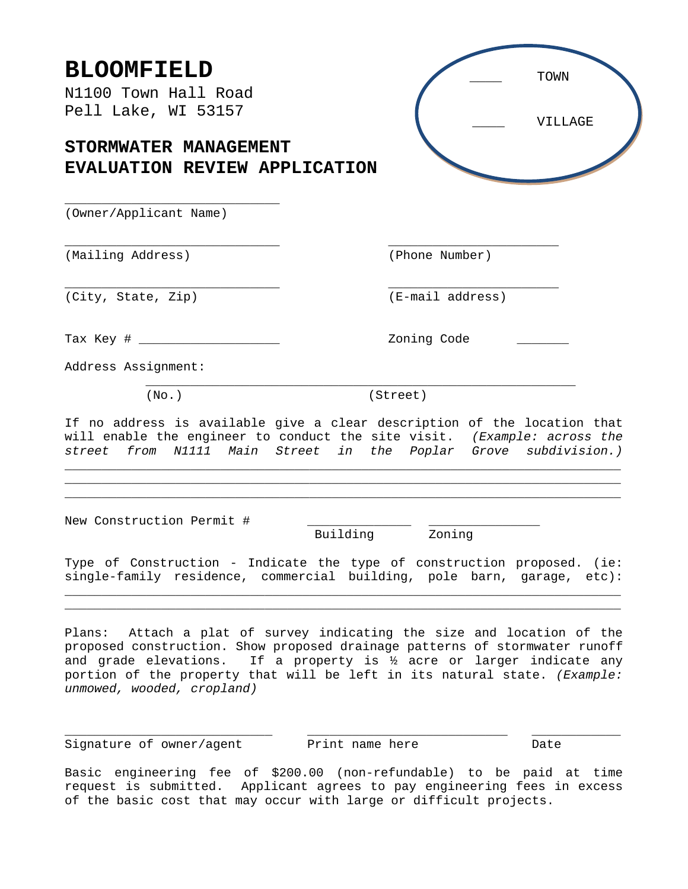# BLOMFIELD

N1100 Town Hall Road
Pell Lake, WI 53157

____ TOWN

____ VILLAGE

## STORMWATER MANAGEMENT EVALUATION REVIEW APPLICATION

____________________________
(Owner/Applicant Name)

____________________________ ____________________________
(Mailing Address) (Phone Number)

____________________________ ____________________________
(City, State, Zip) (E-mail address)

Tax Key # ___________________ Zoning Code _______

Address Assignment:

__________________________________________________________
(No.) (Street)

If no address is available give a clear description of the location that will enable the engineer to conduct the site visit. *(Example: across the street from N1111 Main Street in the Poplar Grove subdivision.)*

___________________________________________________________________________
___________________________________________________________________________
___________________________________________________________________________

New Construction Permit # ______________ ______________
Building Zoning

Type of Construction - Indicate the type of construction proposed. (ie: single-family residence, commercial building, pole barn, garage, etc):

___________________________________________________________________________
___________________________________________________________________________

Plans: Attach a plat of survey indicating the size and location of the proposed construction. Show proposed drainage patterns of stormwater runoff and grade elevations. If a property is ½ acre or larger indicate any portion of the property that will be left in its natural state. *(Example: unmowed, wooded, cropland)*

____________________________ ____________________________ ____________
Signature of owner/agent Print name here Date

Basic engineering fee of $200.00 (non-refundable) to be paid at time request is submitted. Applicant agrees to pay engineering fees in excess of the basic cost that may occur with large or difficult projects.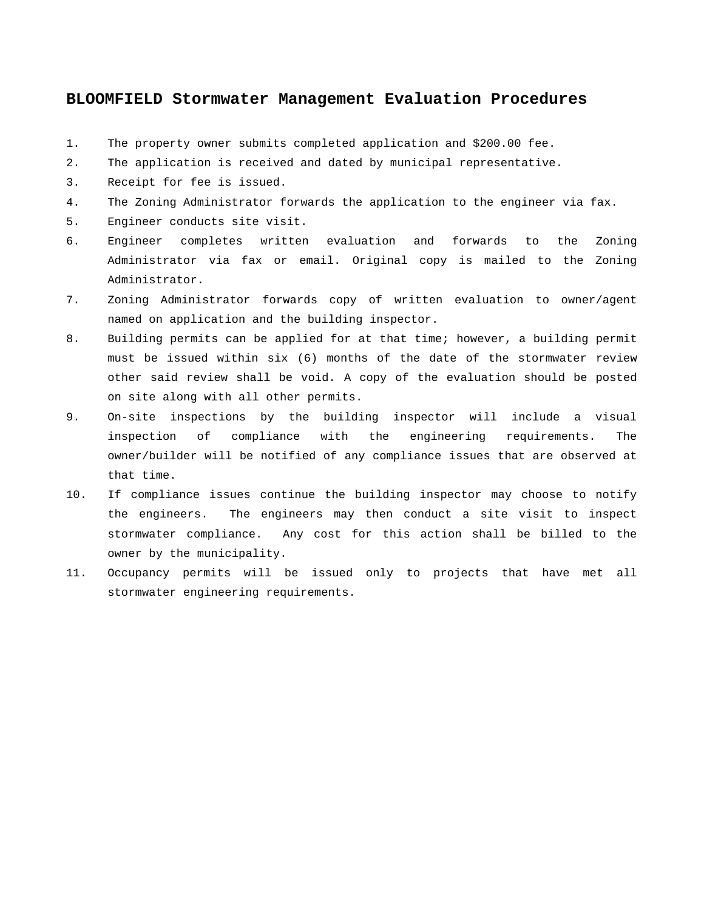## BLOOMFIELD Stormwater Management Evaluation Procedures

1. The property owner submits completed application and $200.00 fee.
2. The application is received and dated by municipal representative.
3. Receipt for fee is issued.
4. The Zoning Administrator forwards the application to the engineer via fax.
5. Engineer conducts site visit.
6. Engineer completes written evaluation and forwards to the Zoning Administrator via fax or email. Original copy is mailed to the Zoning Administrator.
7. Zoning Administrator forwards copy of written evaluation to owner/agent named on application and the building inspector.
8. Building permits can be applied for at that time; however, a building permit must be issued within six (6) months of the date of the stormwater review other said review shall be void. A copy of the evaluation should be posted on site along with all other permits.
9. On-site inspections by the building inspector will include a visual inspection of compliance with the engineering requirements. The owner/builder will be notified of any compliance issues that are observed at that time.
10. If compliance issues continue the building inspector may choose to notify the engineers. The engineers may then conduct a site visit to inspect stormwater compliance. Any cost for this action shall be billed to the owner by the municipality.
11. Occupancy permits will be issued only to projects that have met all stormwater engineering requirements.